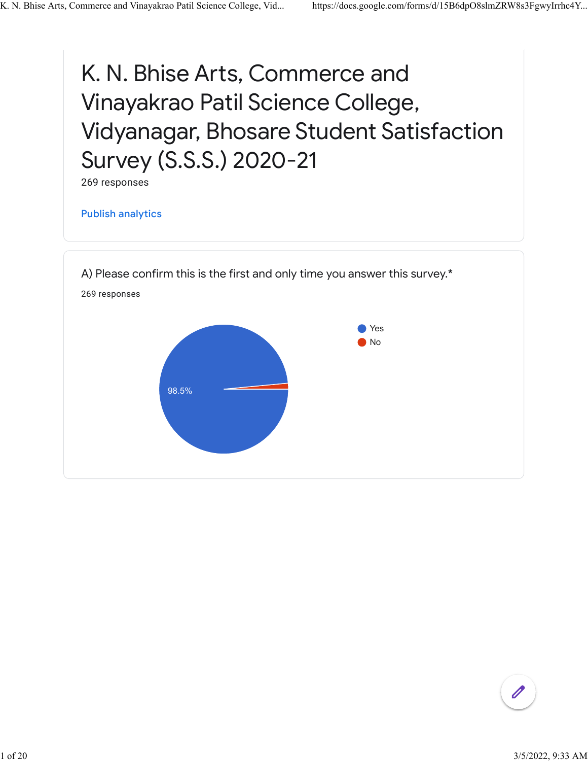# K. N. Bhise Arts, Commerce and Vinayakrao Patil Science College, Vidyanagar, Bhosare Student Satisfaction Survey (S.S.S.) 2020-21

269 responses

Publish analytics

A) Please confirm this is the first and only time you answer this survey.*

269 responses

- Yes
- No

98.5%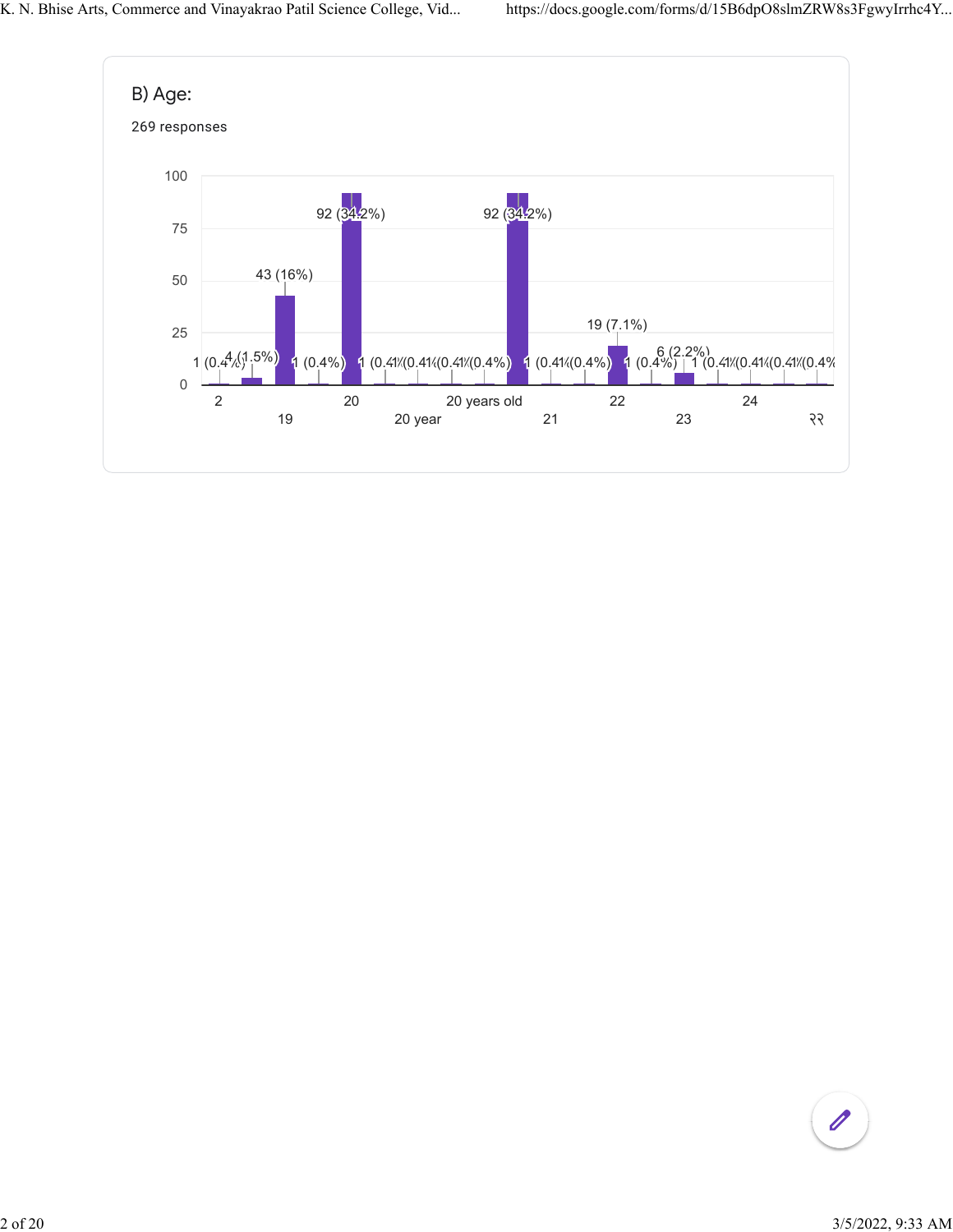B) Age:

269 responses

| Age | Count (%) |
|---|---|
| 2 | 1 (0.4%) |
|  | 4 (1.5%) |
| 19 | 43 (16%) |
|  | 1 (0.4%) |
| 20 | 92 (34.2%) |
|  | 1 (0.4%) |
| 20 year | 1 (0.4%) |
|  | 1 (0.4%) |
| 20 years old | 1 (0.4%) |
|  | 92 (34.2%) |
| 21 | 1 (0.4%) |
|  | 1 (0.4%) |
| 22 | 19 (7.1%) |
|  | 1 (0.4%) |
| 23 | 6 (2.2%) |
|  | 1 (0.4%) |
| 24 | 1 (0.4%) |
|  | 1 (0.4%) |
| २२ | 1 (0.4%) |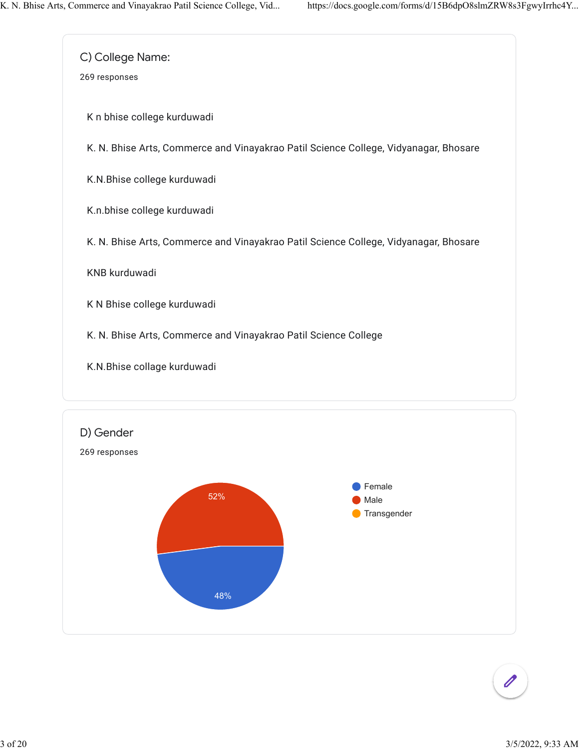## C) College Name:

269 responses

K n bhise college kurduwadi

K. N. Bhise Arts, Commerce and Vinayakrao Patil Science College, Vidyanagar, Bhosare

K.N.Bhise college kurduwadi

K.n.bhise college kurduwadi

K. N. Bhise Arts, Commerce and Vinayakrao Patil Science College, Vidyanagar, Bhosare

KNB kurduwadi

K N Bhise college kurduwadi

K. N. Bhise Arts, Commerce and Vinayakrao Patil Science College

K.N.Bhise collage kurduwadi

## D) Gender

269 responses

| Gender | Percentage |
|---|---|
| Female | 48% |
| Male | 52% |
| Transgender | |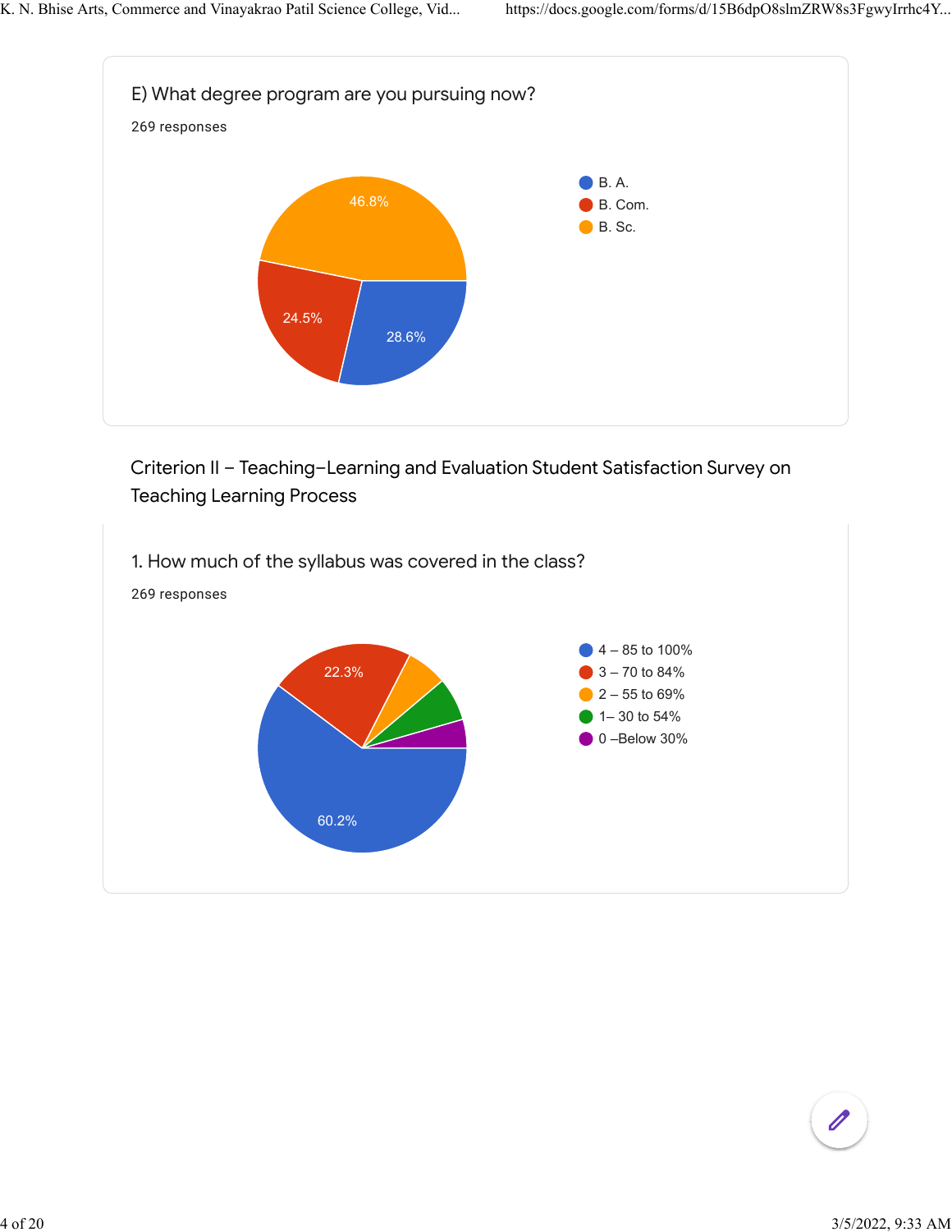E) What degree program are you pursuing now?

269 responses

- B. A. — 28.6%
- B. Com. — 24.5%
- B. Sc. — 46.8%

Criterion II – Teaching–Learning and Evaluation Student Satisfaction Survey on Teaching Learning Process

1. How much of the syllabus was covered in the class?

269 responses

- 4 – 85 to 100% — 60.2%
- 3 – 70 to 84% — 22.3%
- 2 – 55 to 69%
- 1– 30 to 54%
- 0 –Below 30%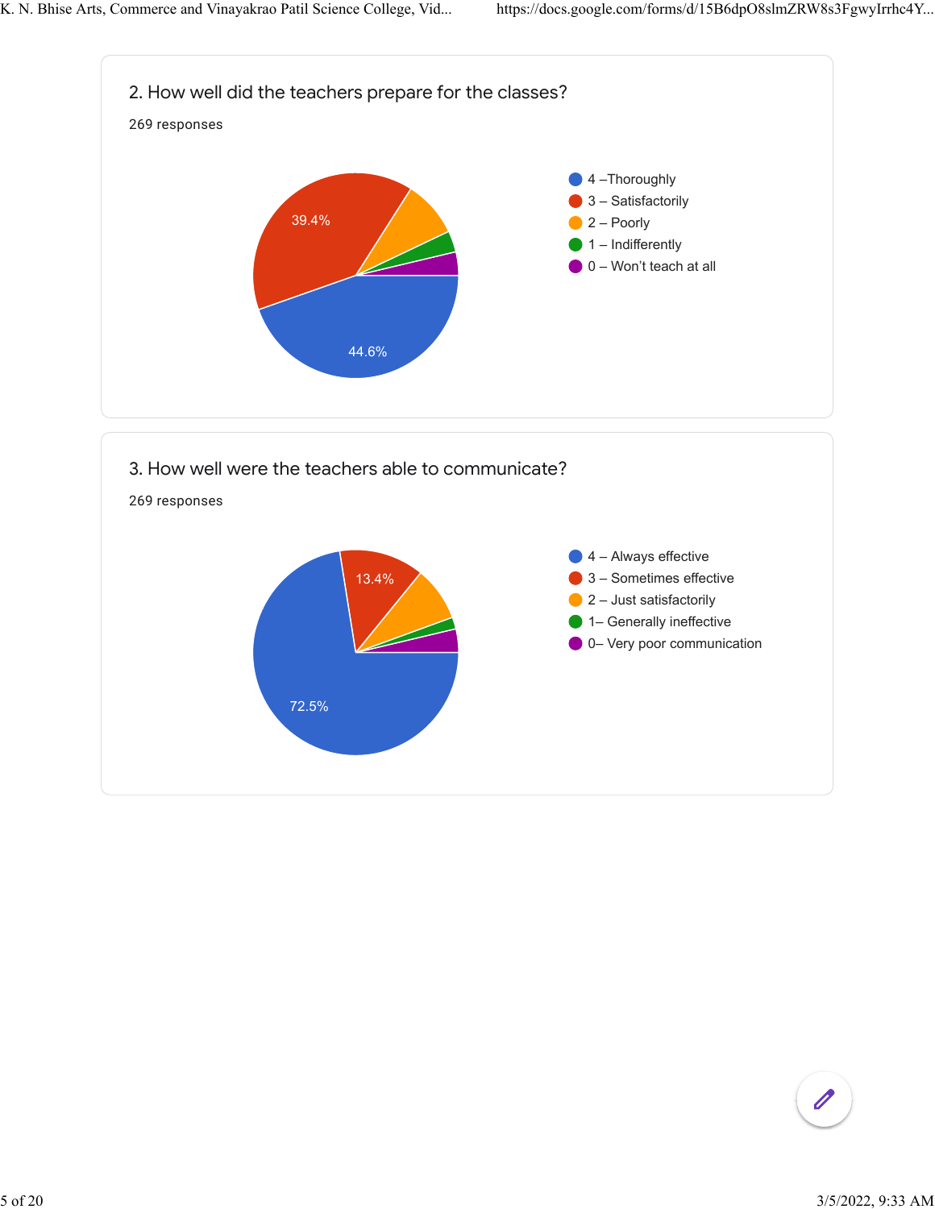2. How well did the teachers prepare for the classes?

269 responses

- 4 –Thoroughly
- 3 – Satisfactorily
- 2 – Poorly
- 1 – Indifferently
- 0 – Won't teach at all

44.6%

39.4%

3. How well were the teachers able to communicate?

269 responses

- 4 – Always effective
- 3 – Sometimes effective
- 2 – Just satisfactorily
- 1– Generally ineffective
- 0– Very poor communication

72.5%

13.4%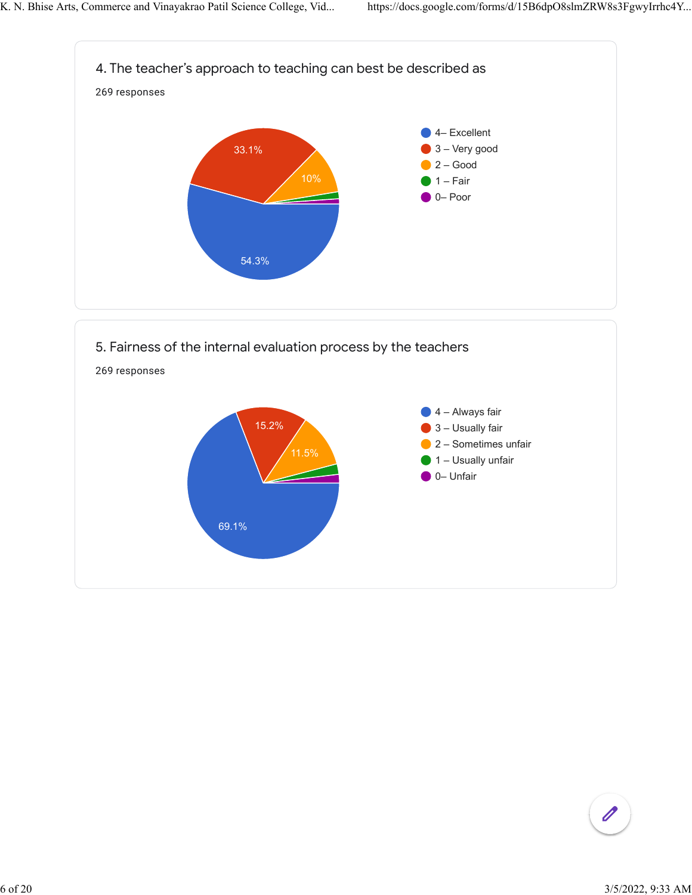## 4. The teacher's approach to teaching can best be described as

269 responses

- 4– Excellent: 54.3%
- 3 – Very good: 33.1%
- 2 – Good: 10%
- 1 – Fair
- 0– Poor

## 5. Fairness of the internal evaluation process by the teachers

269 responses

- 4 – Always fair: 69.1%
- 3 – Usually fair: 15.2%
- 2 – Sometimes unfair: 11.5%
- 1 – Usually unfair
- 0– Unfair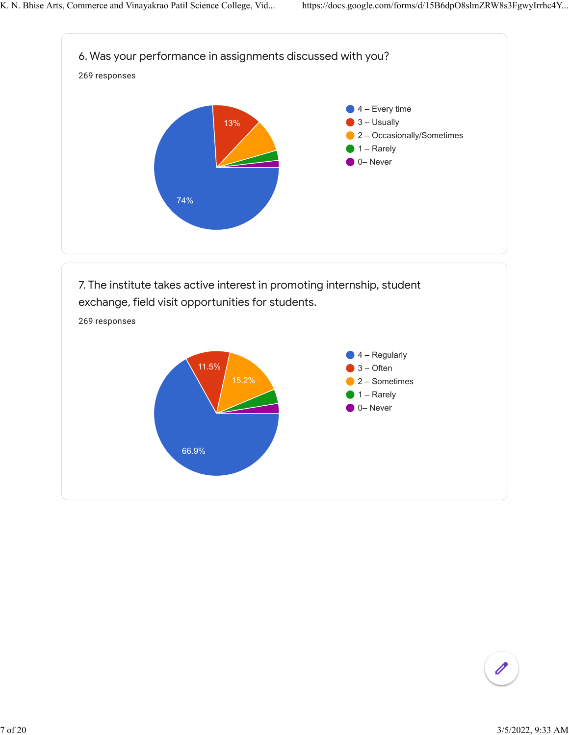6. Was your performance in assignments discussed with you?

269 responses

- 4 – Every time
- 3 – Usually
- 2 – Occasionally/Sometimes
- 1 – Rarely
- 0– Never

74%

13%

7. The institute takes active interest in promoting internship, student exchange, field visit opportunities for students.

269 responses

- 4 – Regularly
- 3 – Often
- 2 – Sometimes
- 1 – Rarely
- 0– Never

66.9%

11.5%

15.2%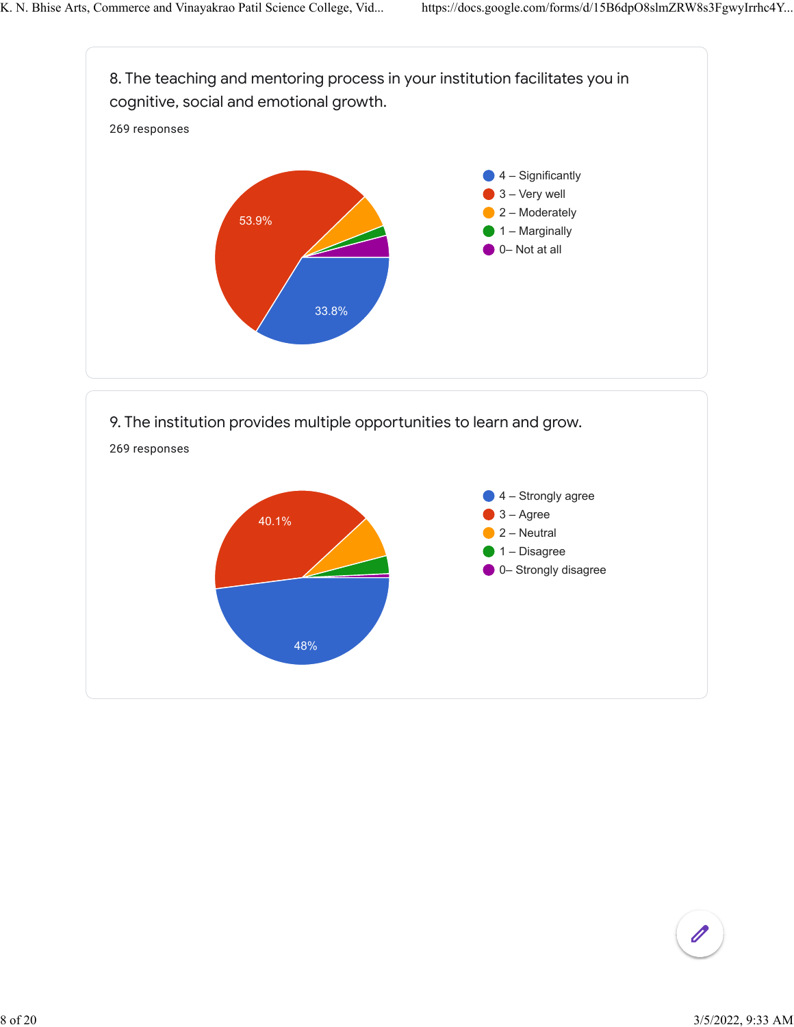8. The teaching and mentoring process in your institution facilitates you in cognitive, social and emotional growth.

269 responses

- 4 – Significantly: 33.8%
- 3 – Very well: 53.9%
- 2 – Moderately
- 1 – Marginally
- 0– Not at all

9. The institution provides multiple opportunities to learn and grow.

269 responses

- 4 – Strongly agree: 48%
- 3 – Agree: 40.1%
- 2 – Neutral
- 1 – Disagree
- 0– Strongly disagree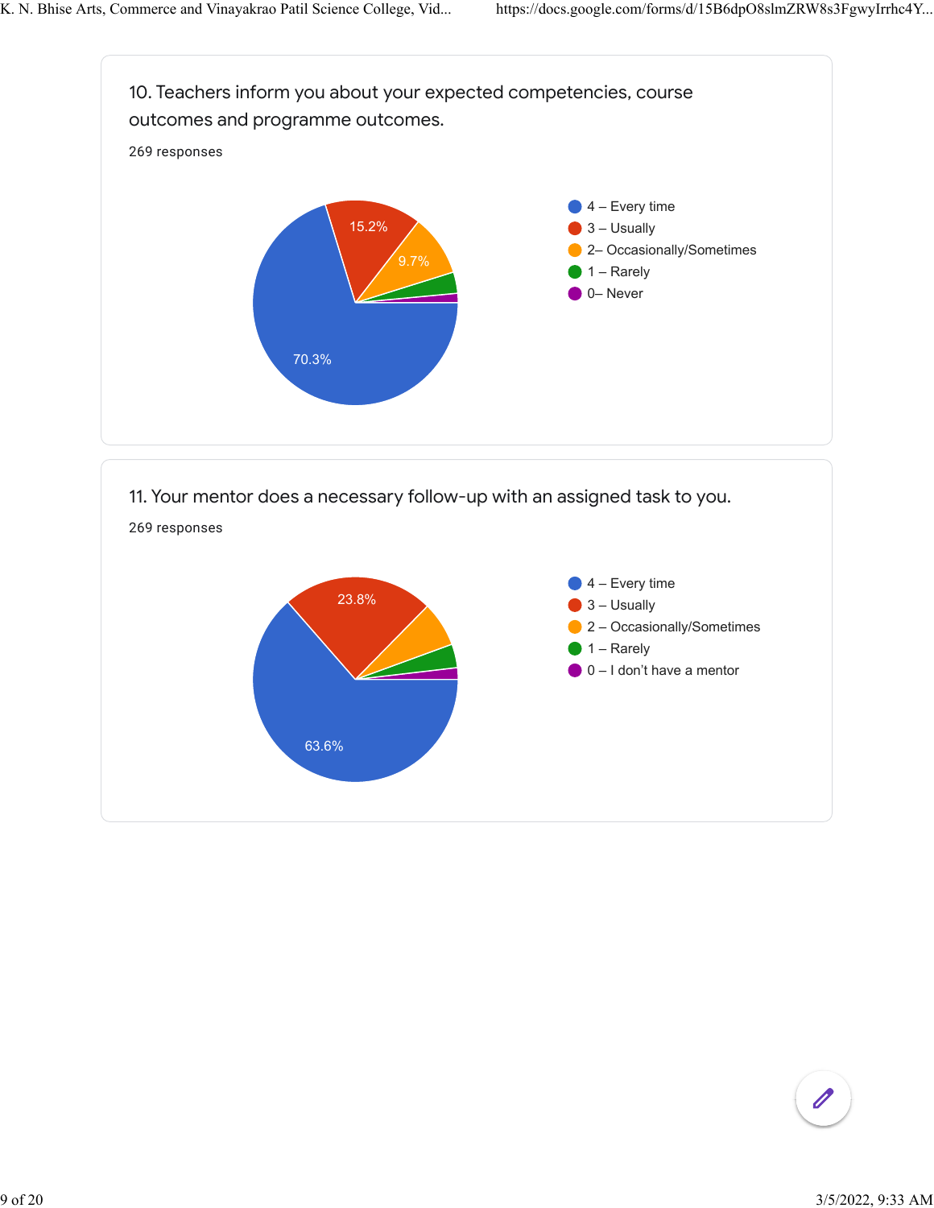10. Teachers inform you about your expected competencies, course outcomes and programme outcomes.

269 responses

- 4 – Every time: 70.3%
- 3 – Usually: 15.2%
- 2– Occasionally/Sometimes: 9.7%
- 1 – Rarely
- 0– Never

11. Your mentor does a necessary follow-up with an assigned task to you.

269 responses

- 4 – Every time: 63.6%
- 3 – Usually: 23.8%
- 2 – Occasionally/Sometimes
- 1 – Rarely
- 0 – I don't have a mentor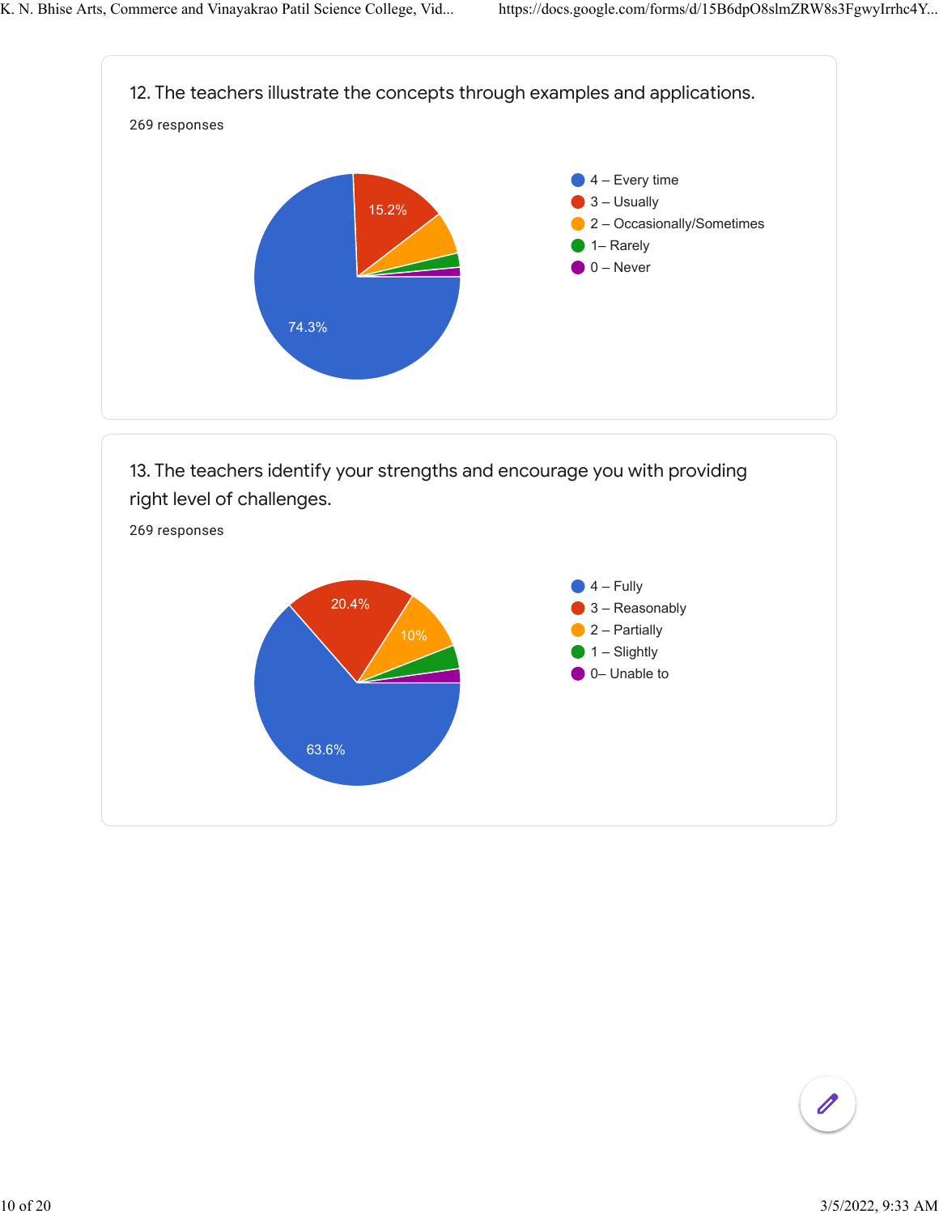12. The teachers illustrate the concepts through examples and applications.

269 responses

- 4 – Every time: 74.3%
- 3 – Usually: 15.2%
- 2 – Occasionally/Sometimes
- 1– Rarely
- 0 – Never

13. The teachers identify your strengths and encourage you with providing right level of challenges.

269 responses

- 4 – Fully: 63.6%
- 3 – Reasonably: 20.4%
- 2 – Partially: 10%
- 1 – Slightly
- 0– Unable to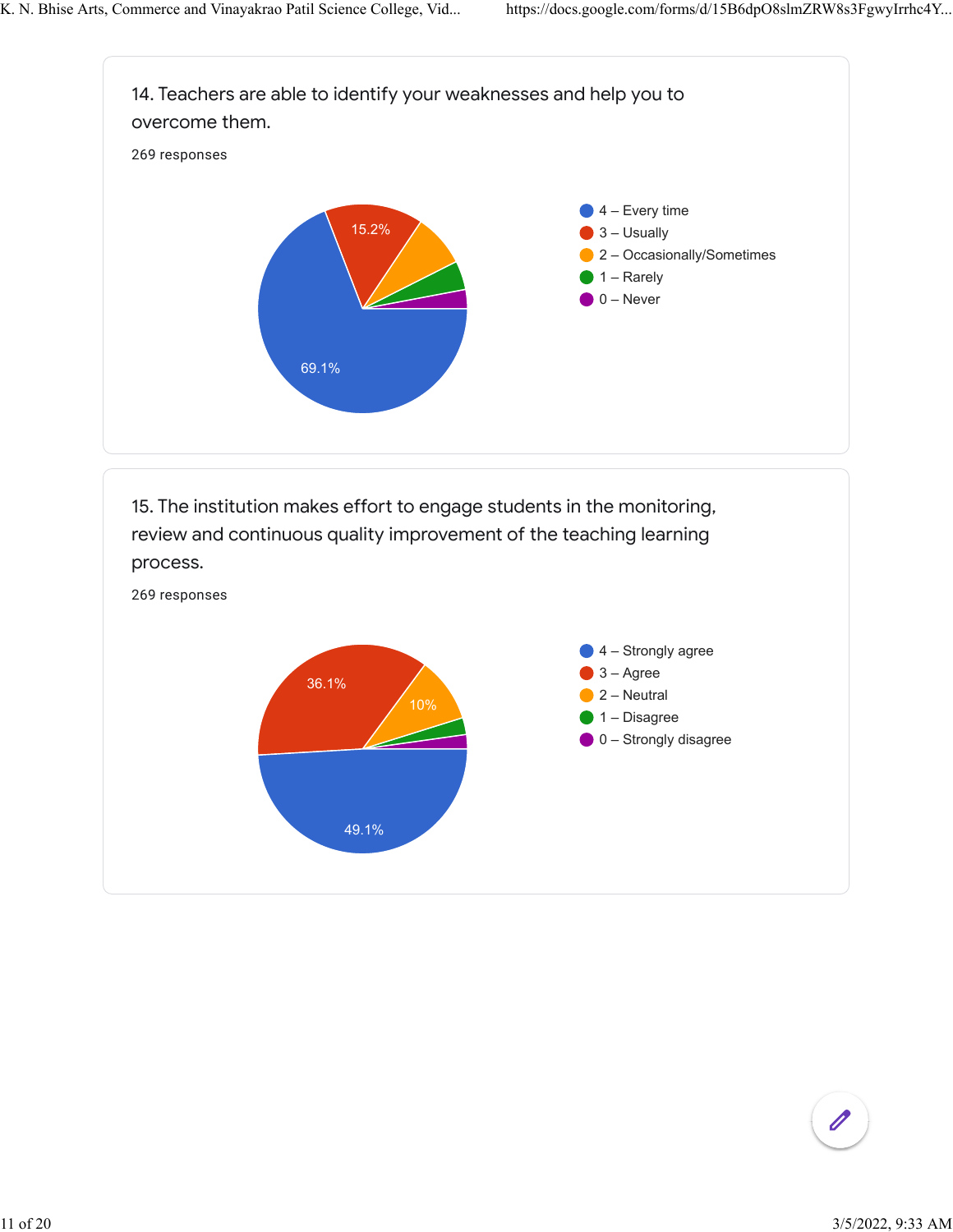14. Teachers are able to identify your weaknesses and help you to overcome them.

269 responses

- 4 – Every time
- 3 – Usually
- 2 – Occasionally/Sometimes
- 1 – Rarely
- 0 – Never

69.1%
15.2%

15. The institution makes effort to engage students in the monitoring, review and continuous quality improvement of the teaching learning process.

269 responses

- 4 – Strongly agree
- 3 – Agree
- 2 – Neutral
- 1 – Disagree
- 0 – Strongly disagree

49.1%
36.1%
10%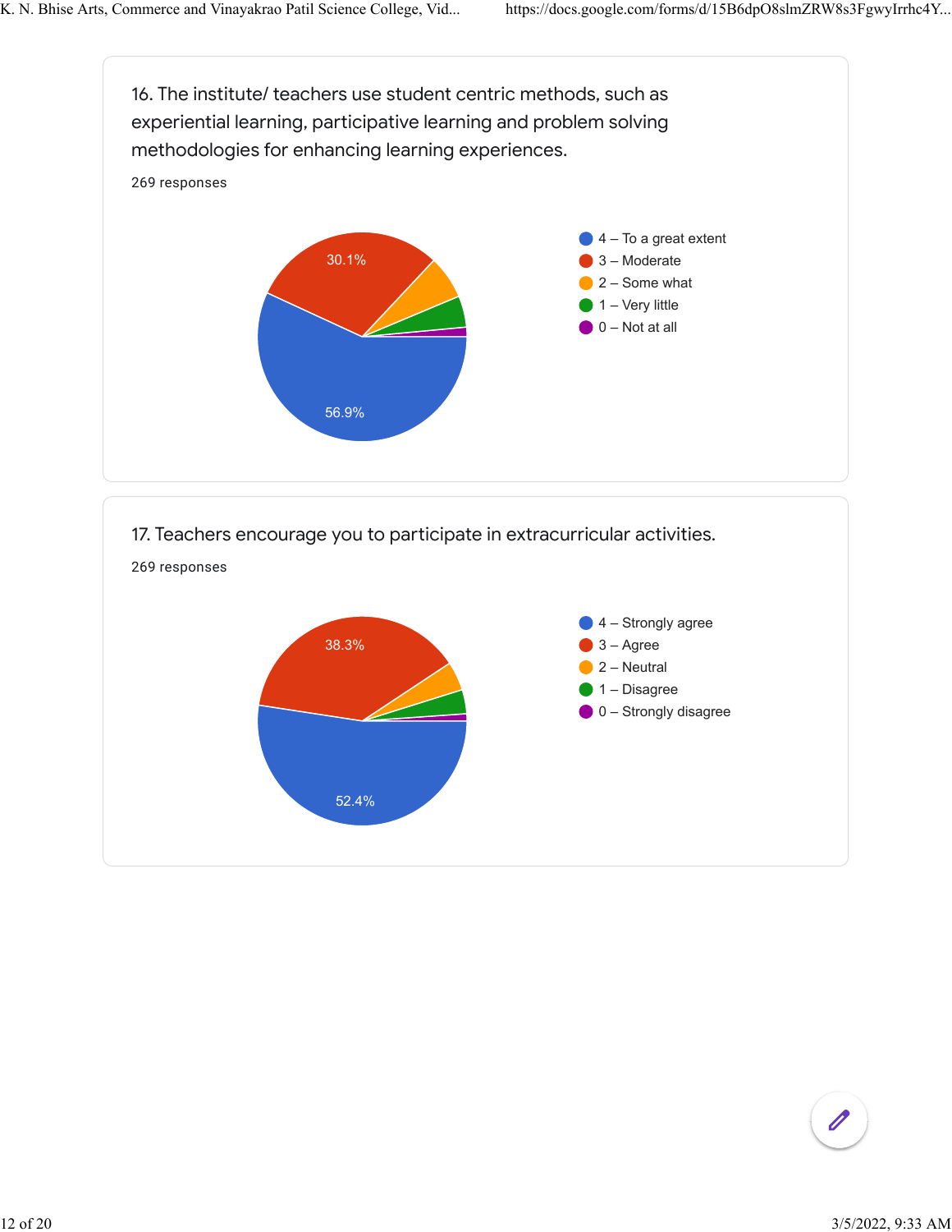16. The institute/ teachers use student centric methods, such as experiential learning, participative learning and problem solving methodologies for enhancing learning experiences.

269 responses

- 4 – To a great extent: 56.9%
- 3 – Moderate: 30.1%
- 2 – Some what
- 1 – Very little
- 0 – Not at all

17. Teachers encourage you to participate in extracurricular activities.

269 responses

- 4 – Strongly agree: 52.4%
- 3 – Agree: 38.3%
- 2 – Neutral
- 1 – Disagree
- 0 – Strongly disagree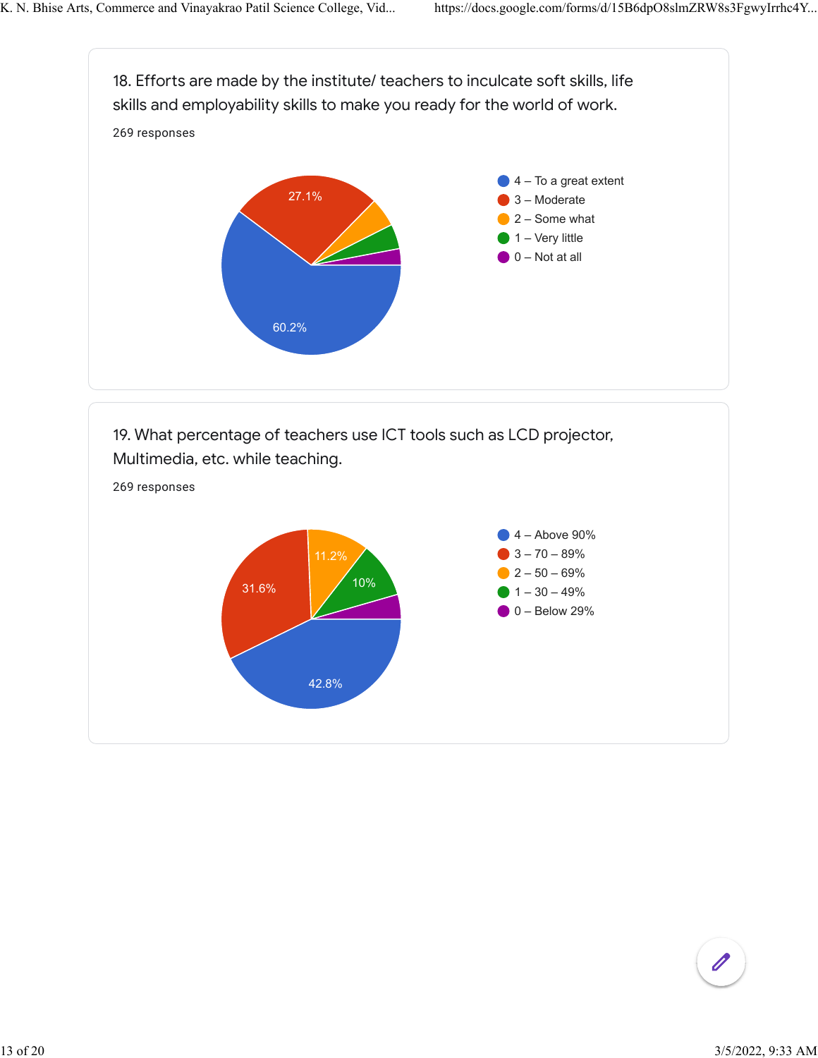18. Efforts are made by the institute/ teachers to inculcate soft skills, life skills and employability skills to make you ready for the world of work.

269 responses

- 4 – To a great extent: 60.2%
- 3 – Moderate: 27.1%
- 2 – Some what
- 1 – Very little
- 0 – Not at all

19. What percentage of teachers use ICT tools such as LCD projector, Multimedia, etc. while teaching.

269 responses

- 4 – Above 90%: 42.8%
- 3 – 70 – 89%: 31.6%
- 2 – 50 – 69%: 11.2%
- 1 – 30 – 49%: 10%
- 0 – Below 29%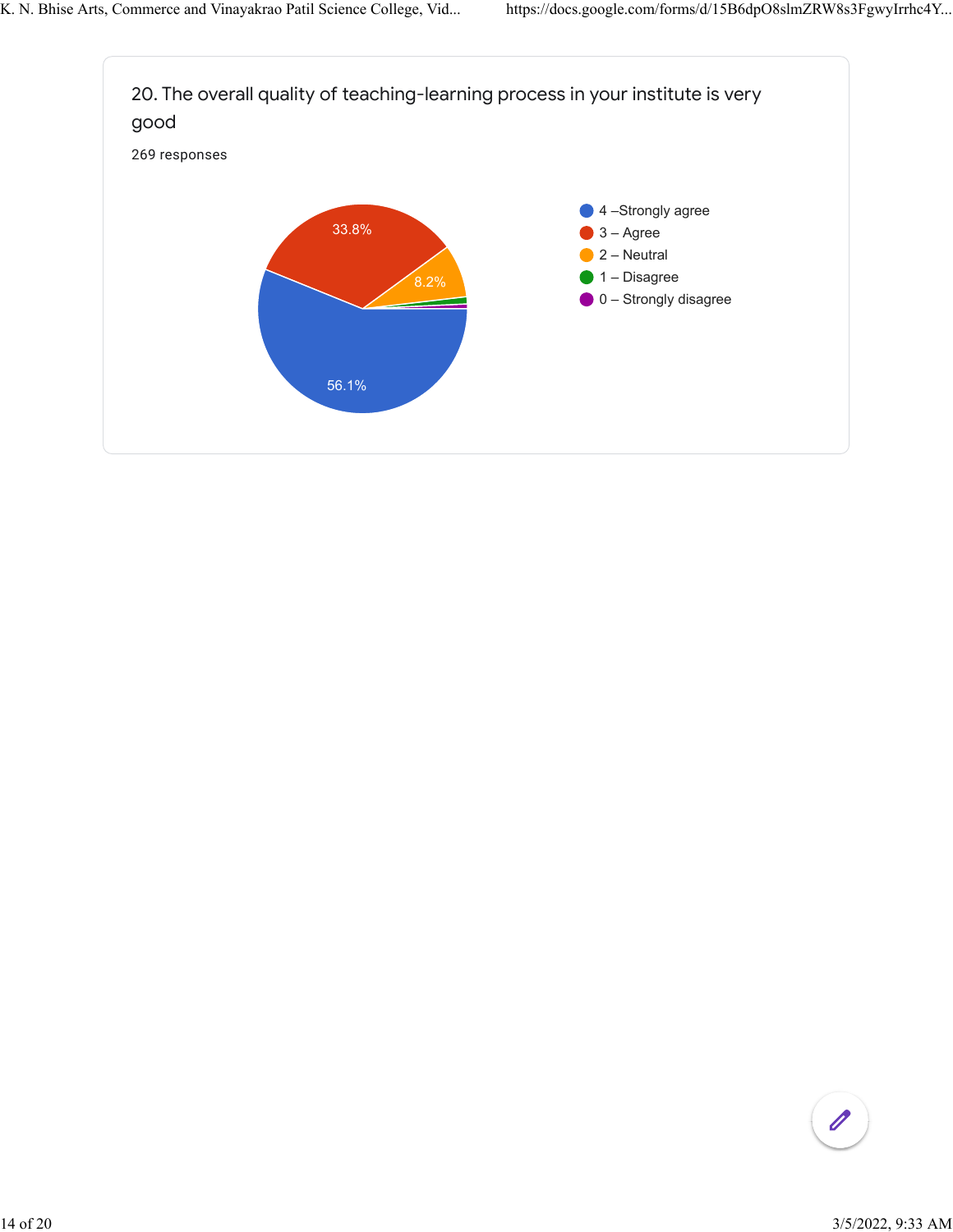20. The overall quality of teaching-learning process in your institute is very good

269 responses

- 4 –Strongly agree
- 3 – Agree
- 2 – Neutral
- 1 – Disagree
- 0 – Strongly disagree

56.1%

33.8%

8.2%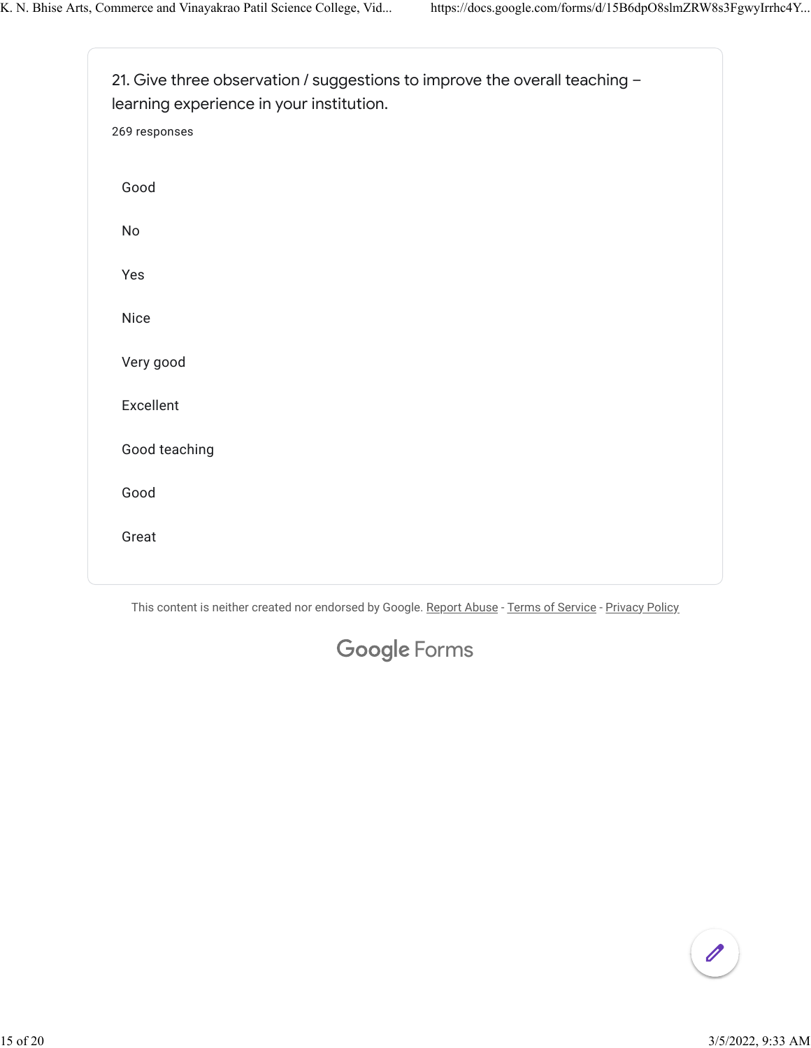21. Give three observation / suggestions to improve the overall teaching – learning experience in your institution.

269 responses

Good

No

Yes

Nice

Very good

Excellent

Good teaching

Good

Great

This content is neither created nor endorsed by Google. Report Abuse - Terms of Service - Privacy Policy

Google Forms